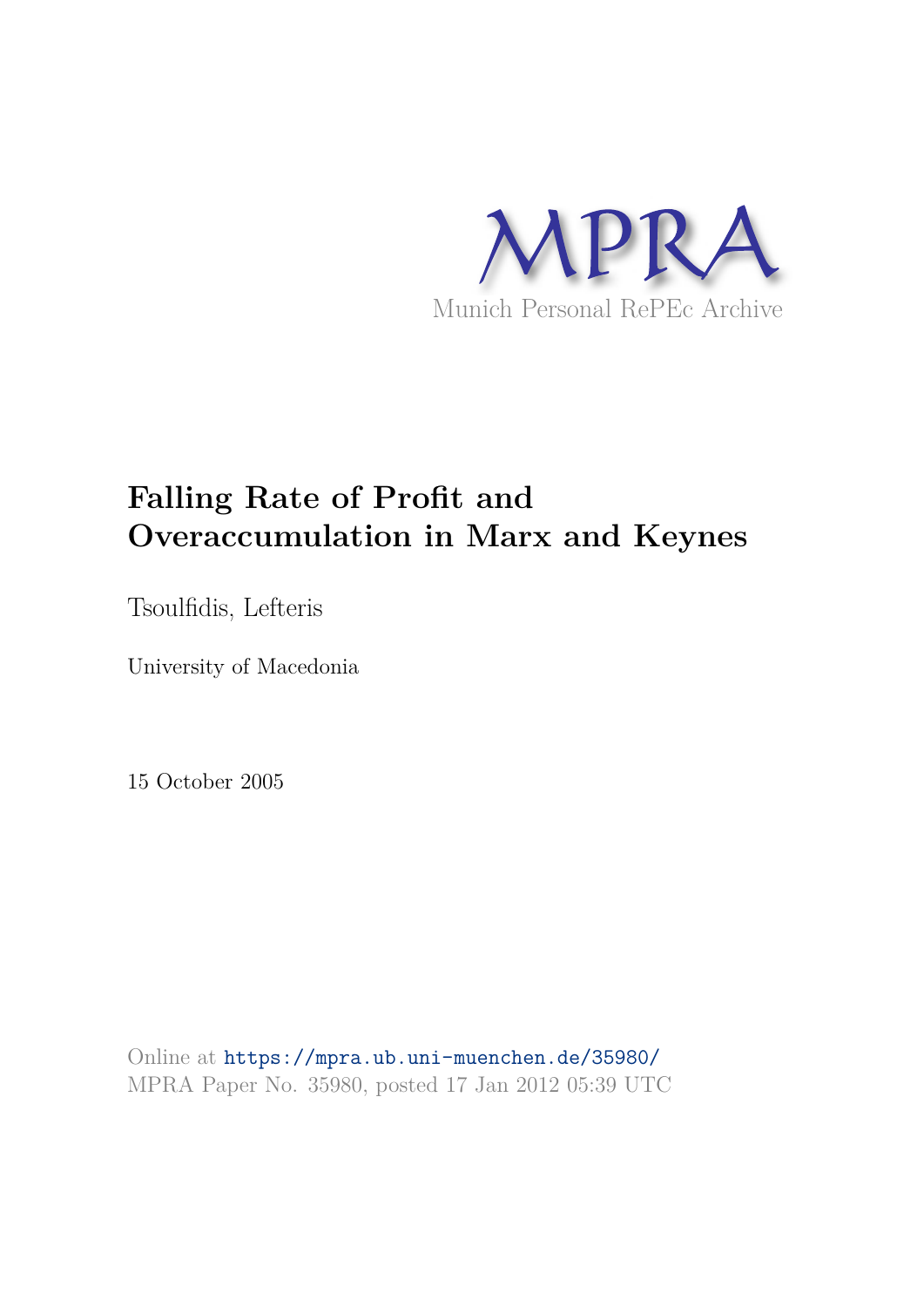MPRA

Munich Personal RePEc Archive

# Falling Rate of Profit and Overaccumulation in Marx and Keynes

Tsoulfidis, Lefteris

University of Macedonia

15 October 2005

Online at https://mpra.ub.uni-muenchen.de/35980/
MPRA Paper No. 35980, posted 17 Jan 2012 05:39 UTC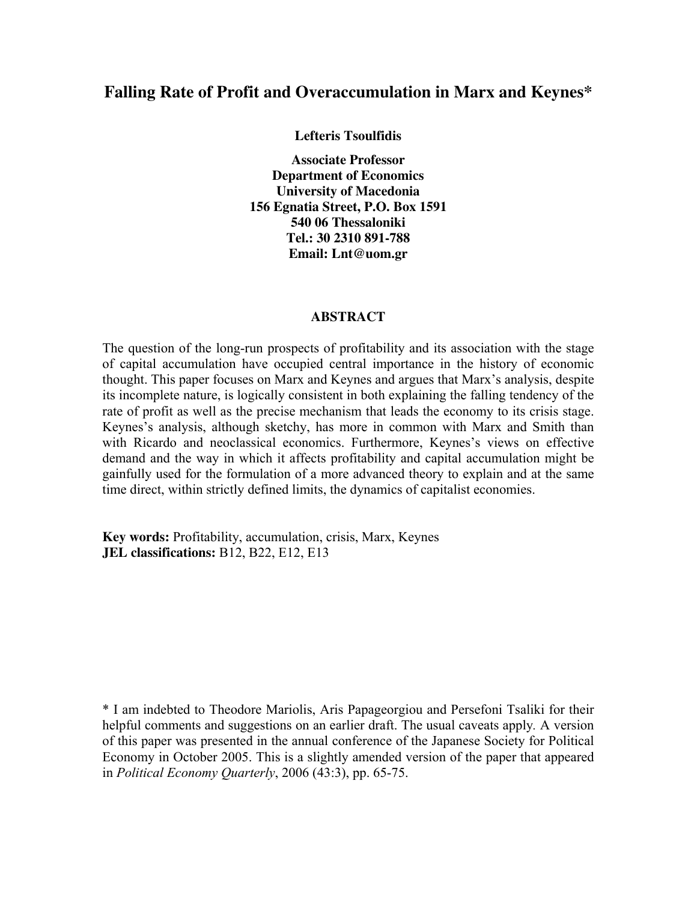# Falling Rate of Profit and Overaccumulation in Marx and Keynes*

**Lefteris Tsoulfidis**

**Associate Professor**
**Department of Economics**
**University of Macedonia**
**156 Egnatia Street, P.O. Box 1591**
**540 06 Thessaloniki**
**Tel.: 30 2310 891-788**
**Email: Lnt@uom.gr**

## ABSTRACT

The question of the long-run prospects of profitability and its association with the stage of capital accumulation have occupied central importance in the history of economic thought. This paper focuses on Marx and Keynes and argues that Marx's analysis, despite its incomplete nature, is logically consistent in both explaining the falling tendency of the rate of profit as well as the precise mechanism that leads the economy to its crisis stage. Keynes's analysis, although sketchy, has more in common with Marx and Smith than with Ricardo and neoclassical economics. Furthermore, Keynes's views on effective demand and the way in which it affects profitability and capital accumulation might be gainfully used for the formulation of a more advanced theory to explain and at the same time direct, within strictly defined limits, the dynamics of capitalist economies.

**Key words:** Profitability, accumulation, crisis, Marx, Keynes
**JEL classifications:** B12, B22, E12, E13

* I am indebted to Theodore Mariolis, Aris Papageorgiou and Persefoni Tsaliki for their helpful comments and suggestions on an earlier draft. The usual caveats apply. A version of this paper was presented in the annual conference of the Japanese Society for Political Economy in October 2005. This is a slightly amended version of the paper that appeared in *Political Economy Quarterly*, 2006 (43:3), pp. 65-75.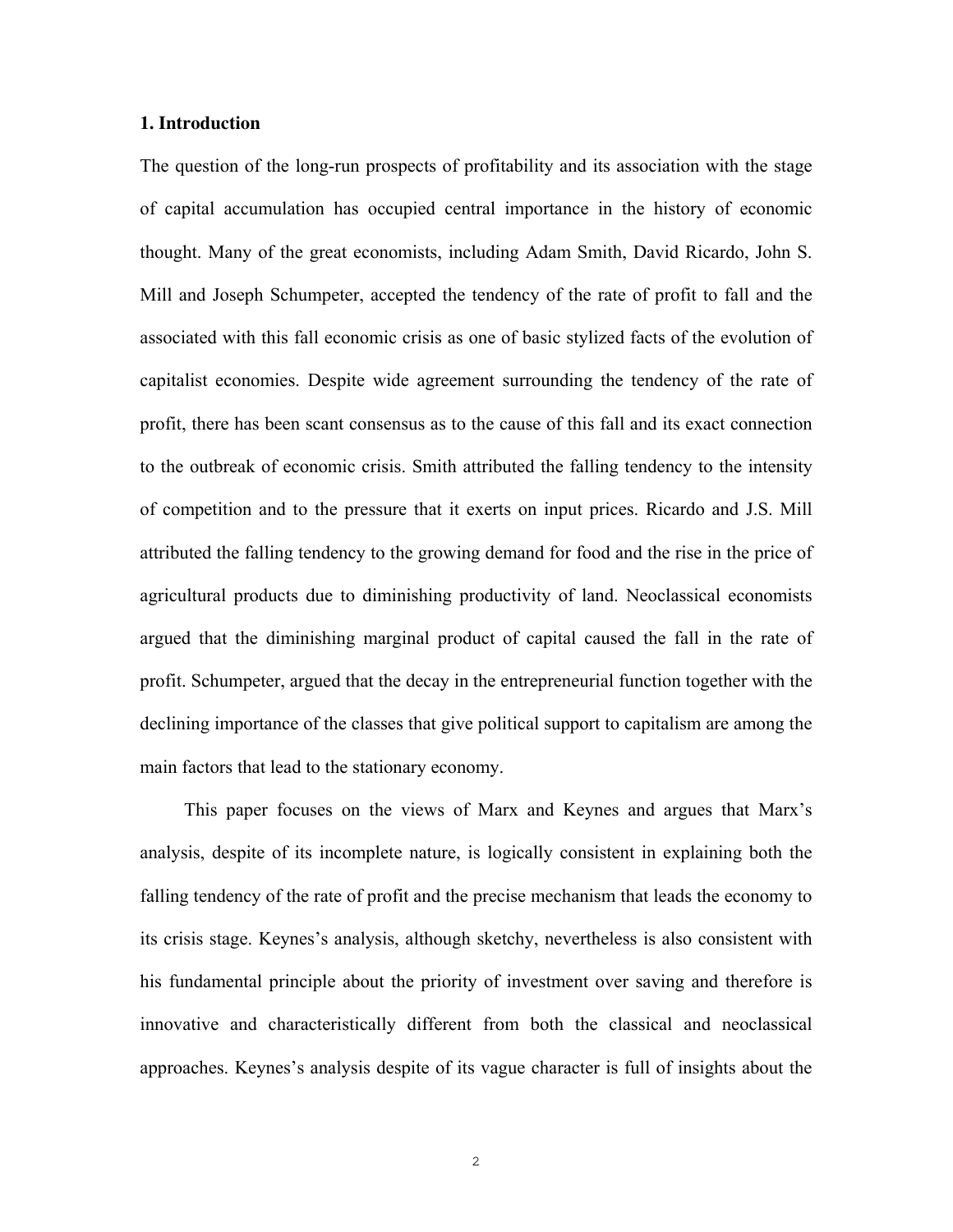## 1. Introduction

The question of the long-run prospects of profitability and its association with the stage of capital accumulation has occupied central importance in the history of economic thought. Many of the great economists, including Adam Smith, David Ricardo, John S. Mill and Joseph Schumpeter, accepted the tendency of the rate of profit to fall and the associated with this fall economic crisis as one of basic stylized facts of the evolution of capitalist economies. Despite wide agreement surrounding the tendency of the rate of profit, there has been scant consensus as to the cause of this fall and its exact connection to the outbreak of economic crisis. Smith attributed the falling tendency to the intensity of competition and to the pressure that it exerts on input prices. Ricardo and J.S. Mill attributed the falling tendency to the growing demand for food and the rise in the price of agricultural products due to diminishing productivity of land. Neoclassical economists argued that the diminishing marginal product of capital caused the fall in the rate of profit. Schumpeter, argued that the decay in the entrepreneurial function together with the declining importance of the classes that give political support to capitalism are among the main factors that lead to the stationary economy.

This paper focuses on the views of Marx and Keynes and argues that Marx's analysis, despite of its incomplete nature, is logically consistent in explaining both the falling tendency of the rate of profit and the precise mechanism that leads the economy to its crisis stage. Keynes's analysis, although sketchy, nevertheless is also consistent with his fundamental principle about the priority of investment over saving and therefore is innovative and characteristically different from both the classical and neoclassical approaches. Keynes's analysis despite of its vague character is full of insights about the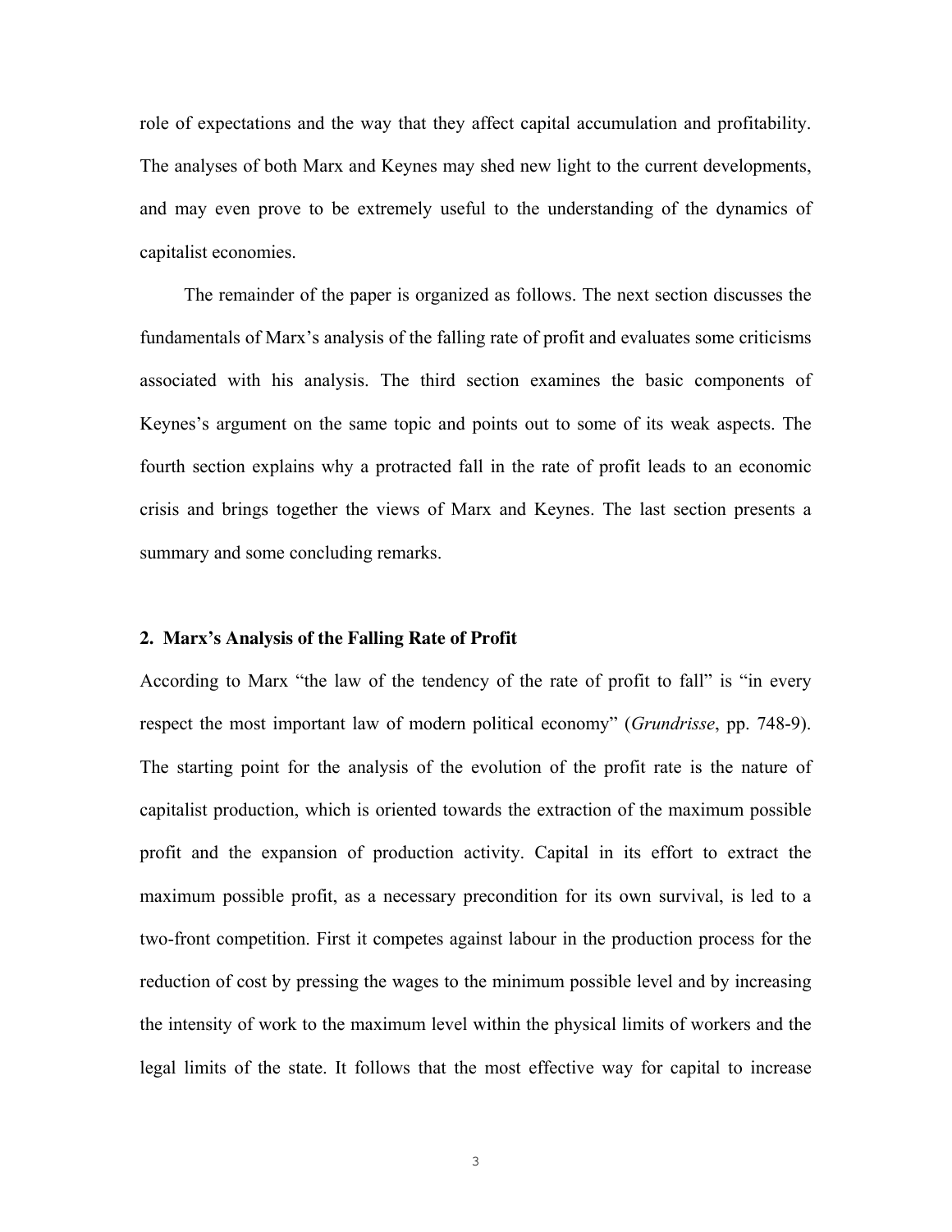role of expectations and the way that they affect capital accumulation and profitability. The analyses of both Marx and Keynes may shed new light to the current developments, and may even prove to be extremely useful to the understanding of the dynamics of capitalist economies.

The remainder of the paper is organized as follows. The next section discusses the fundamentals of Marx's analysis of the falling rate of profit and evaluates some criticisms associated with his analysis. The third section examines the basic components of Keynes's argument on the same topic and points out to some of its weak aspects. The fourth section explains why a protracted fall in the rate of profit leads to an economic crisis and brings together the views of Marx and Keynes. The last section presents a summary and some concluding remarks.

## 2. Marx's Analysis of the Falling Rate of Profit

According to Marx "the law of the tendency of the rate of profit to fall" is "in every respect the most important law of modern political economy" (*Grundrisse*, pp. 748-9). The starting point for the analysis of the evolution of the profit rate is the nature of capitalist production, which is oriented towards the extraction of the maximum possible profit and the expansion of production activity. Capital in its effort to extract the maximum possible profit, as a necessary precondition for its own survival, is led to a two-front competition. First it competes against labour in the production process for the reduction of cost by pressing the wages to the minimum possible level and by increasing the intensity of work to the maximum level within the physical limits of workers and the legal limits of the state. It follows that the most effective way for capital to increase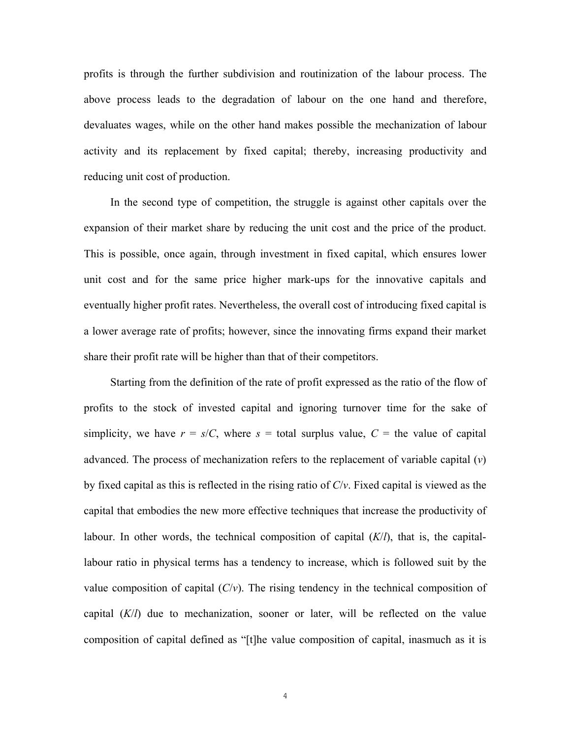profits is through the further subdivision and routinization of the labour process. The above process leads to the degradation of labour on the one hand and therefore, devaluates wages, while on the other hand makes possible the mechanization of labour activity and its replacement by fixed capital; thereby, increasing productivity and reducing unit cost of production.

In the second type of competition, the struggle is against other capitals over the expansion of their market share by reducing the unit cost and the price of the product. This is possible, once again, through investment in fixed capital, which ensures lower unit cost and for the same price higher mark-ups for the innovative capitals and eventually higher profit rates. Nevertheless, the overall cost of introducing fixed capital is a lower average rate of profits; however, since the innovating firms expand their market share their profit rate will be higher than that of their competitors.

Starting from the definition of the rate of profit expressed as the ratio of the flow of profits to the stock of invested capital and ignoring turnover time for the sake of simplicity, we have $r = s/C$, where $s$ = total surplus value, $C$ = the value of capital advanced. The process of mechanization refers to the replacement of variable capital ($v$) by fixed capital as this is reflected in the rising ratio of $C/v$. Fixed capital is viewed as the capital that embodies the new more effective techniques that increase the productivity of labour. In other words, the technical composition of capital ($K/l$), that is, the capital-labour ratio in physical terms has a tendency to increase, which is followed suit by the value composition of capital ($C/v$). The rising tendency in the technical composition of capital ($K/l$) due to mechanization, sooner or later, will be reflected on the value composition of capital defined as "[t]he value composition of capital, inasmuch as it is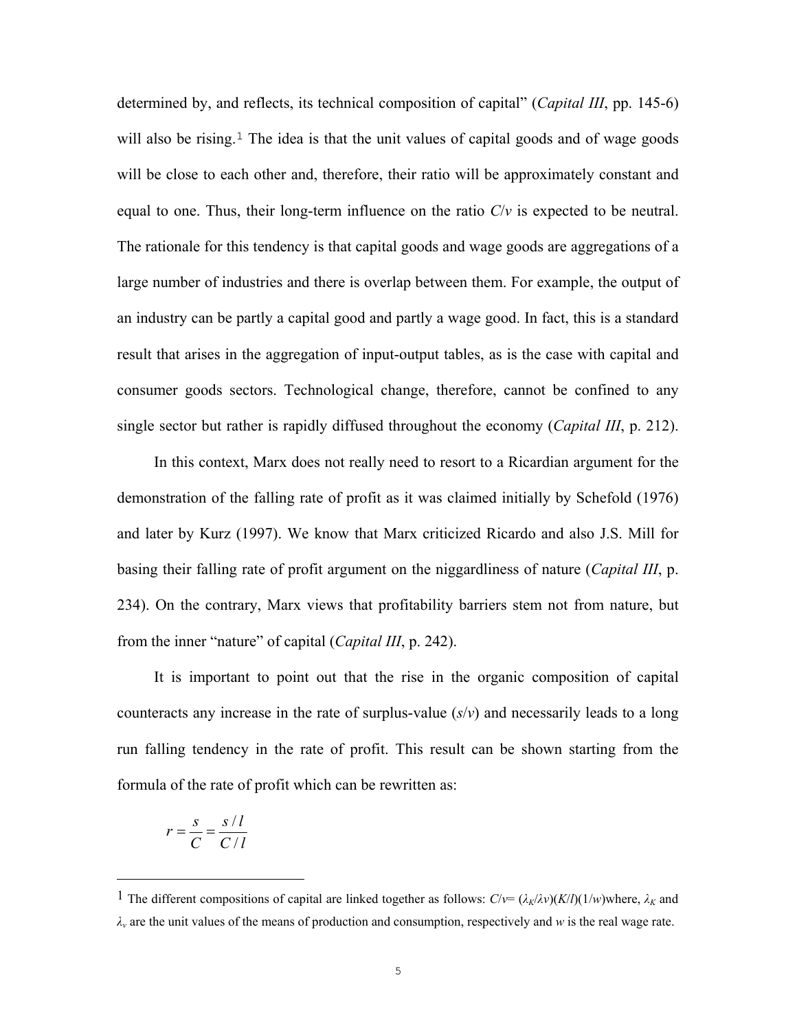determined by, and reflects, its technical composition of capital" (*Capital III*, pp. 145-6) will also be rising.[1] The idea is that the unit values of capital goods and of wage goods will be close to each other and, therefore, their ratio will be approximately constant and equal to one. Thus, their long-term influence on the ratio $C/v$ is expected to be neutral. The rationale for this tendency is that capital goods and wage goods are aggregations of a large number of industries and there is overlap between them. For example, the output of an industry can be partly a capital good and partly a wage good. In fact, this is a standard result that arises in the aggregation of input-output tables, as is the case with capital and consumer goods sectors. Technological change, therefore, cannot be confined to any single sector but rather is rapidly diffused throughout the economy (*Capital III*, p. 212).

In this context, Marx does not really need to resort to a Ricardian argument for the demonstration of the falling rate of profit as it was claimed initially by Schefold (1976) and later by Kurz (1997). We know that Marx criticized Ricardo and also J.S. Mill for basing their falling rate of profit argument on the niggardliness of nature (*Capital III*, p. 234). On the contrary, Marx views that profitability barriers stem not from nature, but from the inner "nature" of capital (*Capital III*, p. 242).

It is important to point out that the rise in the organic composition of capital counteracts any increase in the rate of surplus-value ($s/v$) and necessarily leads to a long run falling tendency in the rate of profit. This result can be shown starting from the formula of the rate of profit which can be rewritten as:

$$r = \frac{s}{C} = \frac{s/l}{C/l}$$

---

[1] The different compositions of capital are linked together as follows: $C/v = (\lambda_K/\lambda v)(K/l)(1/w)$where, $\lambda_K$ and $\lambda_v$ are the unit values of the means of production and consumption, respectively and $w$ is the real wage rate.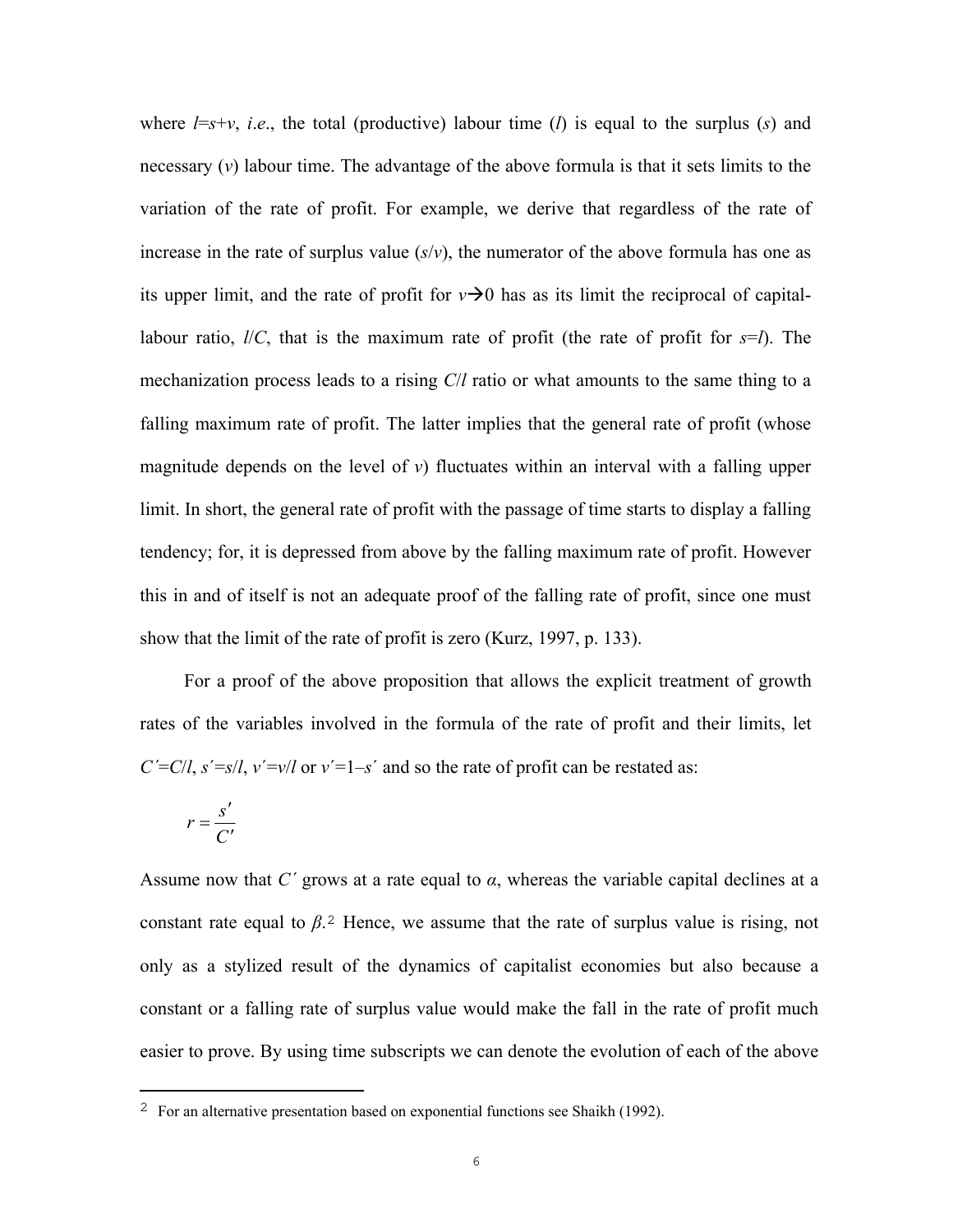where $l=s+v$, *i.e*., the total (productive) labour time ($l$) is equal to the surplus ($s$) and necessary ($v$) labour time. The advantage of the above formula is that it sets limits to the variation of the rate of profit. For example, we derive that regardless of the rate of increase in the rate of surplus value ($s/v$), the numerator of the above formula has one as its upper limit, and the rate of profit for $v \rightarrow 0$ has as its limit the reciprocal of capital-labour ratio, $l/C$, that is the maximum rate of profit (the rate of profit for $s=l$). The mechanization process leads to a rising $C/l$ ratio or what amounts to the same thing to a falling maximum rate of profit. The latter implies that the general rate of profit (whose magnitude depends on the level of $v$) fluctuates within an interval with a falling upper limit. In short, the general rate of profit with the passage of time starts to display a falling tendency; for, it is depressed from above by the falling maximum rate of profit. However this in and of itself is not an adequate proof of the falling rate of profit, since one must show that the limit of the rate of profit is zero (Kurz, 1997, p. 133).

For a proof of the above proposition that allows the explicit treatment of growth rates of the variables involved in the formula of the rate of profit and their limits, let $C'=C/l$, $s'=s/l$, $v'=v/l$ or $v'=1-s'$ and so the rate of profit can be restated as:

$$r = \frac{s'}{C'}$$

Assume now that $C'$ grows at a rate equal to $\alpha$, whereas the variable capital declines at a constant rate equal to $\beta$.[2] Hence, we assume that the rate of surplus value is rising, not only as a stylized result of the dynamics of capitalist economies but also because a constant or a falling rate of surplus value would make the fall in the rate of profit much easier to prove. By using time subscripts we can denote the evolution of each of the above

[2] For an alternative presentation based on exponential functions see Shaikh (1992).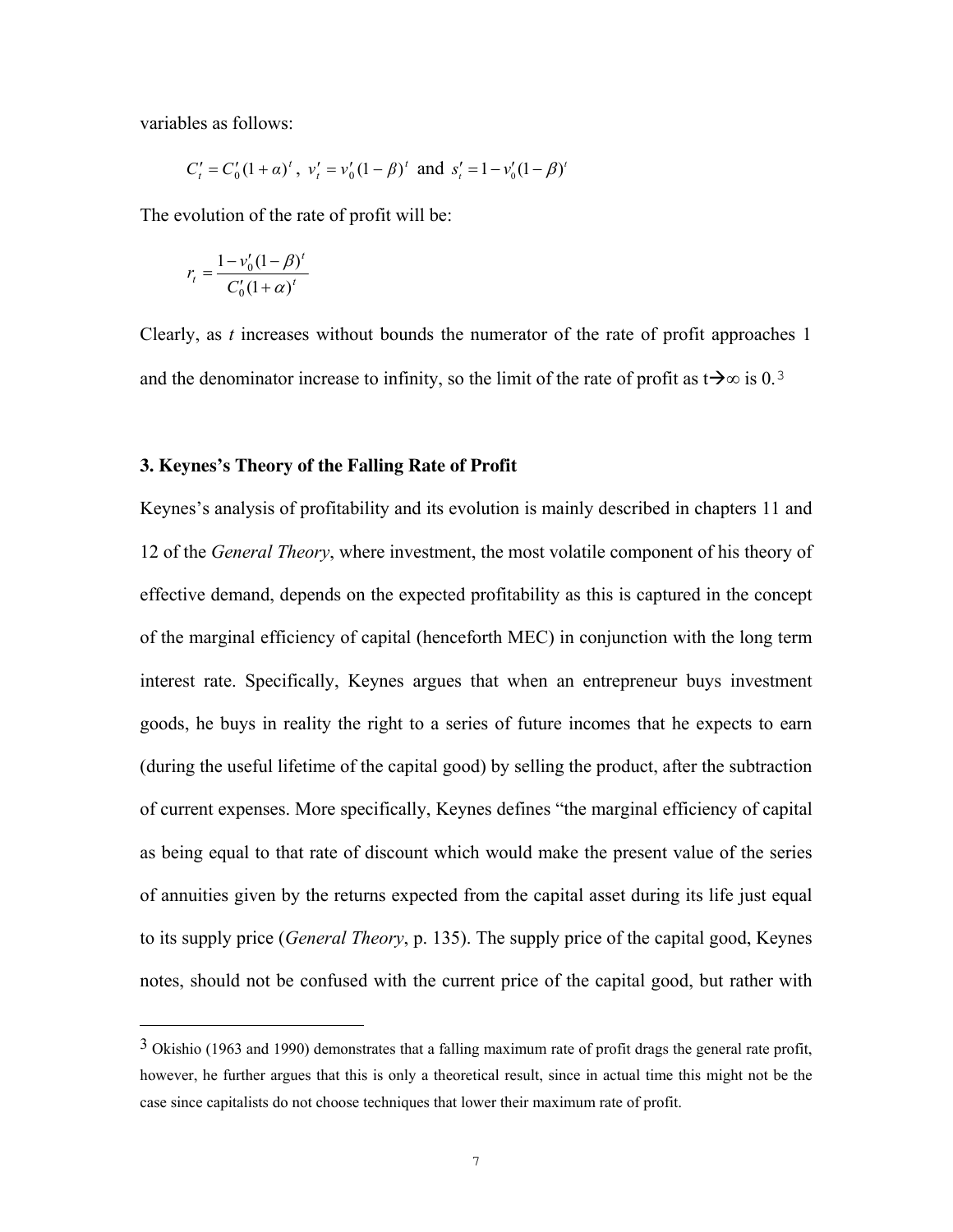variables as follows:

$$C'_t = C'_0(1+\alpha)^t,\ v'_t = v'_0(1-\beta)^t \text{ and } s'_t = 1 - v'_0(1-\beta)^t$$

The evolution of the rate of profit will be:

$$r_t = \frac{1 - v'_0(1-\beta)^t}{C'_0(1+\alpha)^t}$$

Clearly, as $t$ increases without bounds the numerator of the rate of profit approaches 1 and the denominator increase to infinity, so the limit of the rate of profit as $t \rightarrow \infty$ is 0.[3]

### 3. Keynes's Theory of the Falling Rate of Profit

Keynes's analysis of profitability and its evolution is mainly described in chapters 11 and 12 of the *General Theory*, where investment, the most volatile component of his theory of effective demand, depends on the expected profitability as this is captured in the concept of the marginal efficiency of capital (henceforth MEC) in conjunction with the long term interest rate. Specifically, Keynes argues that when an entrepreneur buys investment goods, he buys in reality the right to a series of future incomes that he expects to earn (during the useful lifetime of the capital good) by selling the product, after the subtraction of current expenses. More specifically, Keynes defines "the marginal efficiency of capital as being equal to that rate of discount which would make the present value of the series of annuities given by the returns expected from the capital asset during its life just equal to its supply price (*General Theory*, p. 135). The supply price of the capital good, Keynes notes, should not be confused with the current price of the capital good, but rather with

---

[3] Okishio (1963 and 1990) demonstrates that a falling maximum rate of profit drags the general rate profit, however, he further argues that this is only a theoretical result, since in actual time this might not be the case since capitalists do not choose techniques that lower their maximum rate of profit.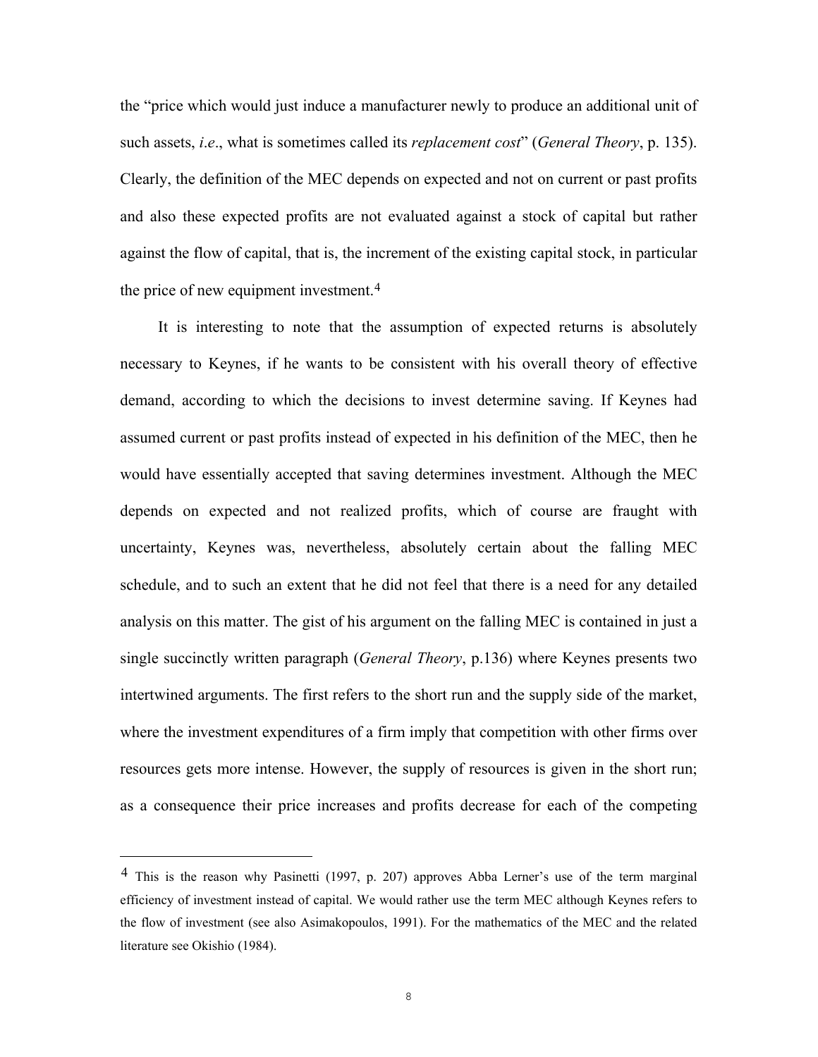the "price which would just induce a manufacturer newly to produce an additional unit of such assets, *i.e*., what is sometimes called its *replacement cost*" (*General Theory*, p. 135). Clearly, the definition of the MEC depends on expected and not on current or past profits and also these expected profits are not evaluated against a stock of capital but rather against the flow of capital, that is, the increment of the existing capital stock, in particular the price of new equipment investment.[4]

It is interesting to note that the assumption of expected returns is absolutely necessary to Keynes, if he wants to be consistent with his overall theory of effective demand, according to which the decisions to invest determine saving. If Keynes had assumed current or past profits instead of expected in his definition of the MEC, then he would have essentially accepted that saving determines investment. Although the MEC depends on expected and not realized profits, which of course are fraught with uncertainty, Keynes was, nevertheless, absolutely certain about the falling MEC schedule, and to such an extent that he did not feel that there is a need for any detailed analysis on this matter. The gist of his argument on the falling MEC is contained in just a single succinctly written paragraph (*General Theory*, p.136) where Keynes presents two intertwined arguments. The first refers to the short run and the supply side of the market, where the investment expenditures of a firm imply that competition with other firms over resources gets more intense. However, the supply of resources is given in the short run; as a consequence their price increases and profits decrease for each of the competing

---

[4] This is the reason why Pasinetti (1997, p. 207) approves Abba Lerner's use of the term marginal efficiency of investment instead of capital. We would rather use the term MEC although Keynes refers to the flow of investment (see also Asimakopoulos, 1991). For the mathematics of the MEC and the related literature see Okishio (1984).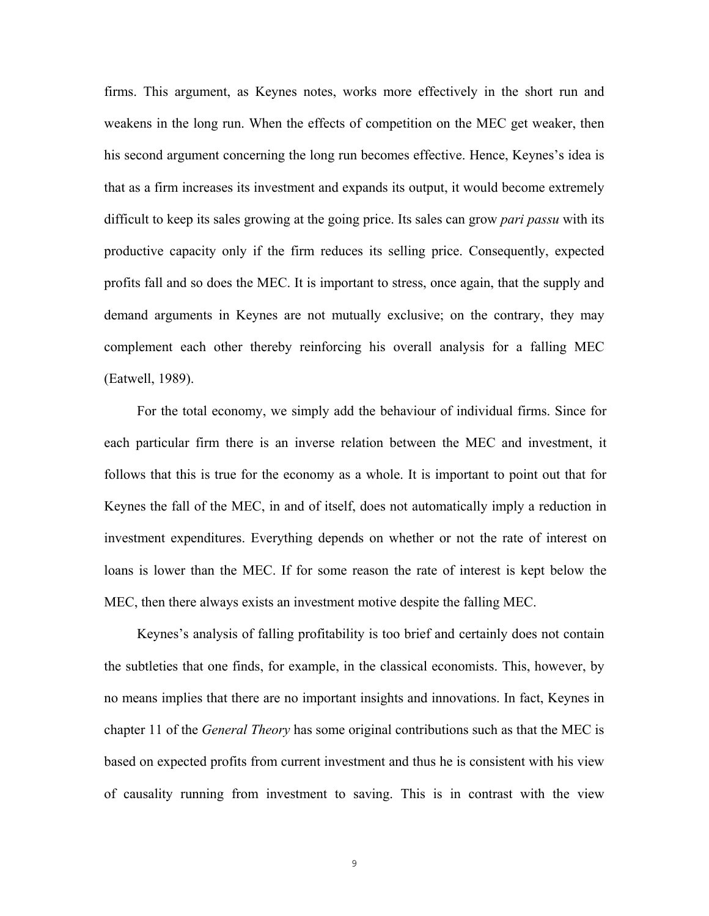firms. This argument, as Keynes notes, works more effectively in the short run and weakens in the long run. When the effects of competition on the MEC get weaker, then his second argument concerning the long run becomes effective. Hence, Keynes's idea is that as a firm increases its investment and expands its output, it would become extremely difficult to keep its sales growing at the going price. Its sales can grow *pari passu* with its productive capacity only if the firm reduces its selling price. Consequently, expected profits fall and so does the MEC. It is important to stress, once again, that the supply and demand arguments in Keynes are not mutually exclusive; on the contrary, they may complement each other thereby reinforcing his overall analysis for a falling MEC (Eatwell, 1989).

For the total economy, we simply add the behaviour of individual firms. Since for each particular firm there is an inverse relation between the MEC and investment, it follows that this is true for the economy as a whole. It is important to point out that for Keynes the fall of the MEC, in and of itself, does not automatically imply a reduction in investment expenditures. Everything depends on whether or not the rate of interest on loans is lower than the MEC. If for some reason the rate of interest is kept below the MEC, then there always exists an investment motive despite the falling MEC.

Keynes's analysis of falling profitability is too brief and certainly does not contain the subtleties that one finds, for example, in the classical economists. This, however, by no means implies that there are no important insights and innovations. In fact, Keynes in chapter 11 of the *General Theory* has some original contributions such as that the MEC is based on expected profits from current investment and thus he is consistent with his view of causality running from investment to saving. This is in contrast with the view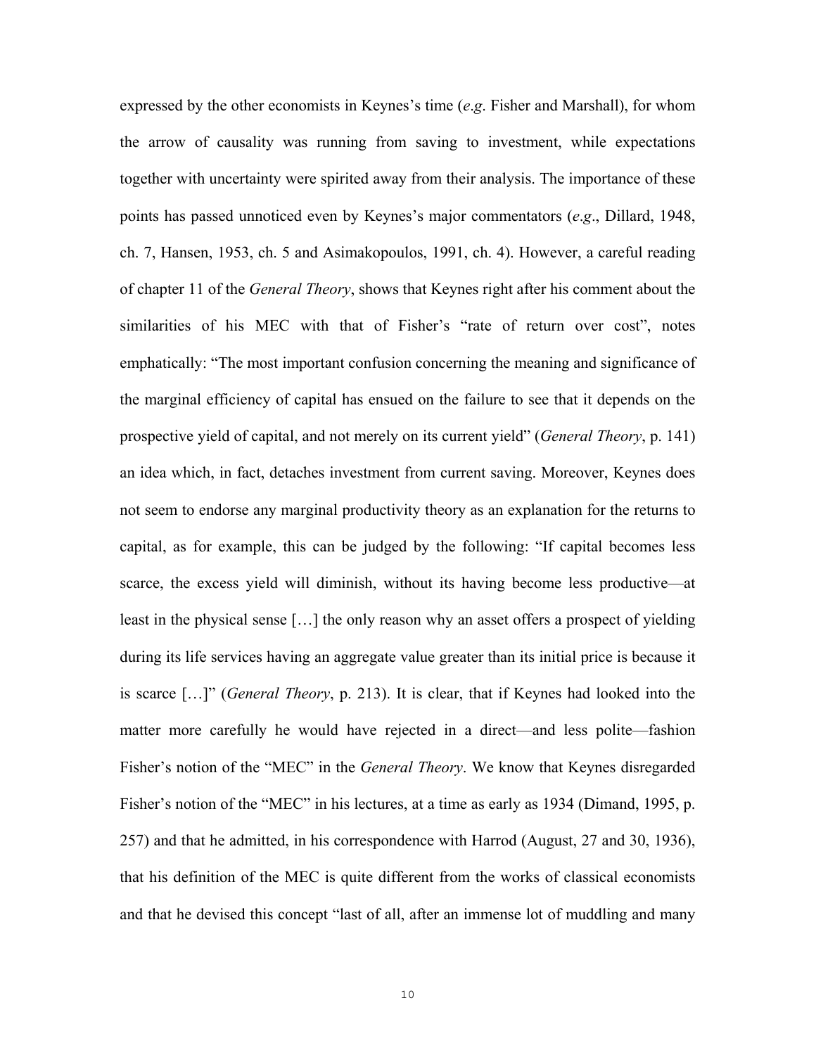expressed by the other economists in Keynes's time (*e.g*. Fisher and Marshall), for whom the arrow of causality was running from saving to investment, while expectations together with uncertainty were spirited away from their analysis. The importance of these points has passed unnoticed even by Keynes's major commentators (*e.g*., Dillard, 1948, ch. 7, Hansen, 1953, ch. 5 and Asimakopoulos, 1991, ch. 4). However, a careful reading of chapter 11 of the *General Theory*, shows that Keynes right after his comment about the similarities of his MEC with that of Fisher's "rate of return over cost", notes emphatically: "The most important confusion concerning the meaning and significance of the marginal efficiency of capital has ensued on the failure to see that it depends on the prospective yield of capital, and not merely on its current yield" (*General Theory*, p. 141) an idea which, in fact, detaches investment from current saving. Moreover, Keynes does not seem to endorse any marginal productivity theory as an explanation for the returns to capital, as for example, this can be judged by the following: "If capital becomes less scarce, the excess yield will diminish, without its having become less productive—at least in the physical sense […] the only reason why an asset offers a prospect of yielding during its life services having an aggregate value greater than its initial price is because it is scarce […]" (*General Theory*, p. 213). It is clear, that if Keynes had looked into the matter more carefully he would have rejected in a direct—and less polite—fashion Fisher's notion of the "MEC" in the *General Theory*. We know that Keynes disregarded Fisher's notion of the "MEC" in his lectures, at a time as early as 1934 (Dimand, 1995, p. 257) and that he admitted, in his correspondence with Harrod (August, 27 and 30, 1936), that his definition of the MEC is quite different from the works of classical economists and that he devised this concept "last of all, after an immense lot of muddling and many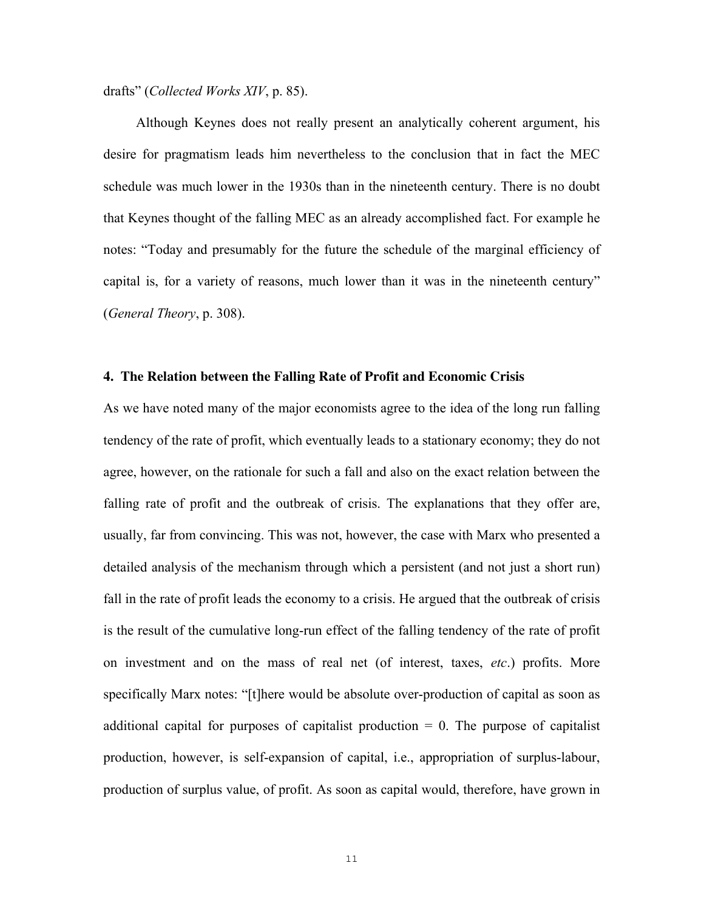drafts" (*Collected Works XIV*, p. 85).

Although Keynes does not really present an analytically coherent argument, his desire for pragmatism leads him nevertheless to the conclusion that in fact the MEC schedule was much lower in the 1930s than in the nineteenth century. There is no doubt that Keynes thought of the falling MEC as an already accomplished fact. For example he notes: "Today and presumably for the future the schedule of the marginal efficiency of capital is, for a variety of reasons, much lower than it was in the nineteenth century" (*General Theory*, p. 308).

### 4. The Relation between the Falling Rate of Profit and Economic Crisis

As we have noted many of the major economists agree to the idea of the long run falling tendency of the rate of profit, which eventually leads to a stationary economy; they do not agree, however, on the rationale for such a fall and also on the exact relation between the falling rate of profit and the outbreak of crisis. The explanations that they offer are, usually, far from convincing. This was not, however, the case with Marx who presented a detailed analysis of the mechanism through which a persistent (and not just a short run) fall in the rate of profit leads the economy to a crisis. He argued that the outbreak of crisis is the result of the cumulative long-run effect of the falling tendency of the rate of profit on investment and on the mass of real net (of interest, taxes, *etc*.) profits. More specifically Marx notes: "[t]here would be absolute over-production of capital as soon as additional capital for purposes of capitalist production = 0. The purpose of capitalist production, however, is self-expansion of capital, i.e., appropriation of surplus-labour, production of surplus value, of profit. As soon as capital would, therefore, have grown in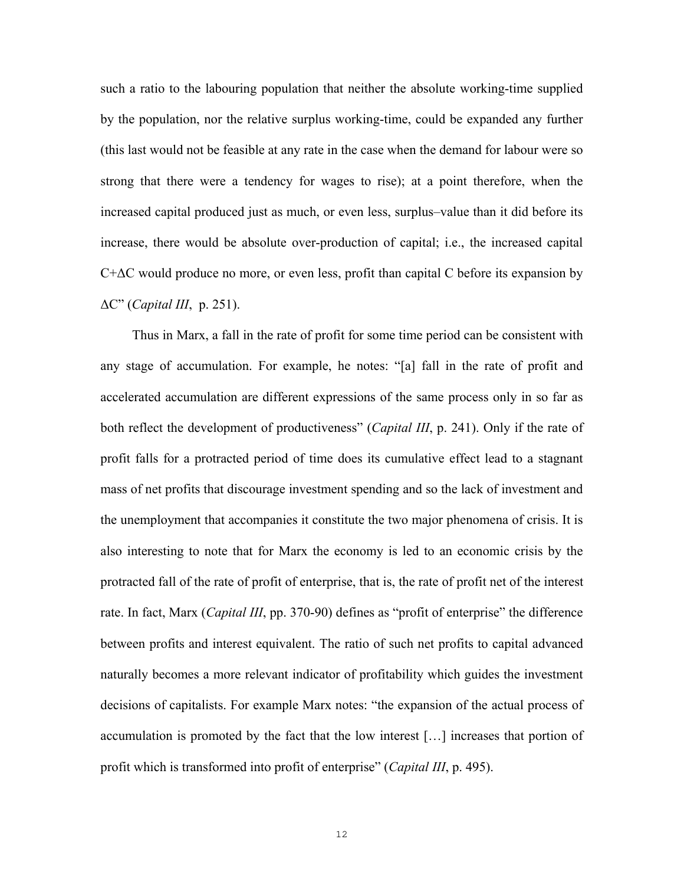such a ratio to the labouring population that neither the absolute working-time supplied by the population, nor the relative surplus working-time, could be expanded any further (this last would not be feasible at any rate in the case when the demand for labour were so strong that there were a tendency for wages to rise); at a point therefore, when the increased capital produced just as much, or even less, surplus–value than it did before its increase, there would be absolute over-production of capital; i.e., the increased capital $C+\Delta C$ would produce no more, or even less, profit than capital C before its expansion by $\Delta C$" (*Capital III*, p. 251).

Thus in Marx, a fall in the rate of profit for some time period can be consistent with any stage of accumulation. For example, he notes: "[a] fall in the rate of profit and accelerated accumulation are different expressions of the same process only in so far as both reflect the development of productiveness" (*Capital III*, p. 241). Only if the rate of profit falls for a protracted period of time does its cumulative effect lead to a stagnant mass of net profits that discourage investment spending and so the lack of investment and the unemployment that accompanies it constitute the two major phenomena of crisis. It is also interesting to note that for Marx the economy is led to an economic crisis by the protracted fall of the rate of profit of enterprise, that is, the rate of profit net of the interest rate. In fact, Marx (*Capital III*, pp. 370-90) defines as "profit of enterprise" the difference between profits and interest equivalent. The ratio of such net profits to capital advanced naturally becomes a more relevant indicator of profitability which guides the investment decisions of capitalists. For example Marx notes: "the expansion of the actual process of accumulation is promoted by the fact that the low interest […] increases that portion of profit which is transformed into profit of enterprise" (*Capital III*, p. 495).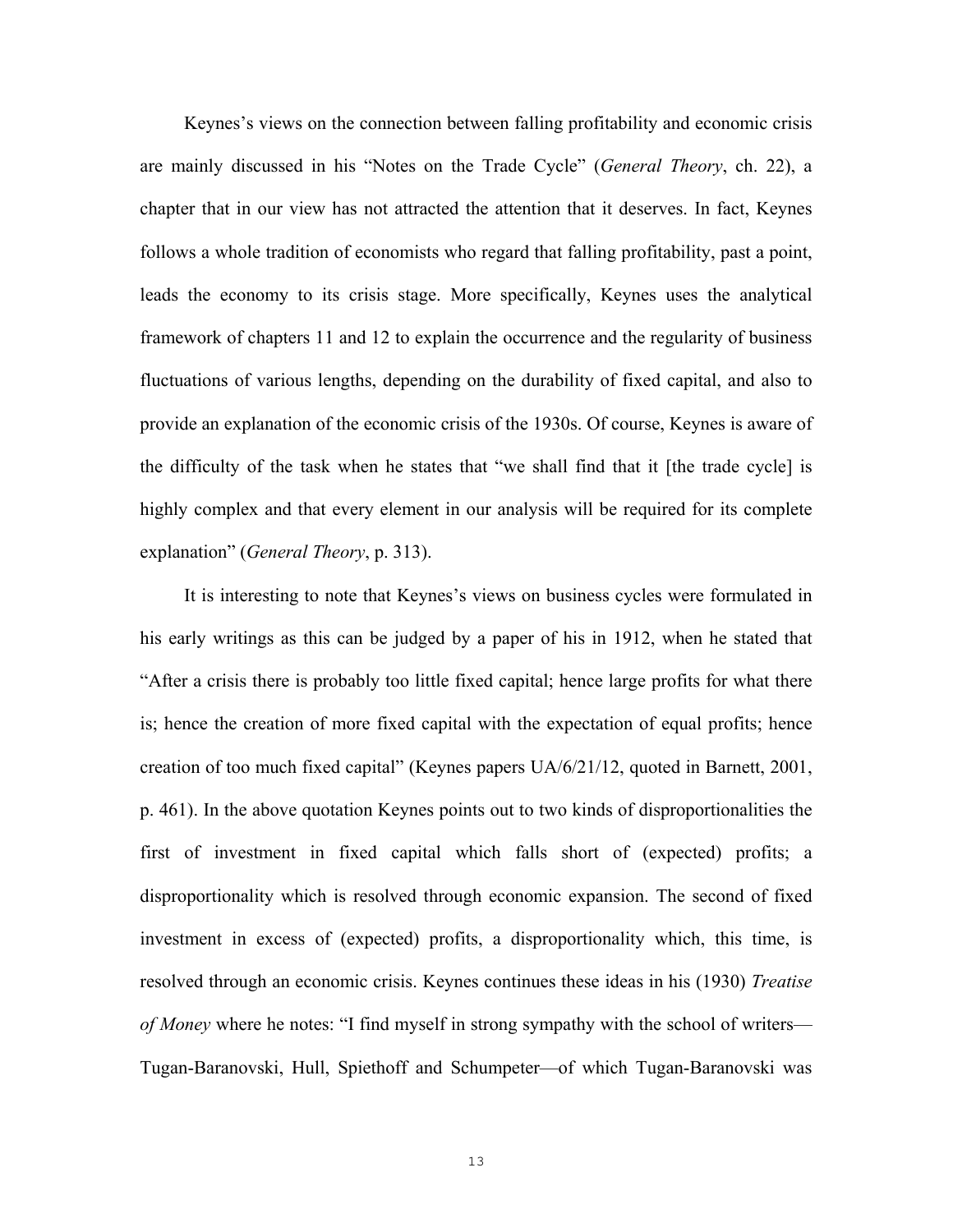Keynes's views on the connection between falling profitability and economic crisis are mainly discussed in his "Notes on the Trade Cycle" (*General Theory*, ch. 22), a chapter that in our view has not attracted the attention that it deserves. In fact, Keynes follows a whole tradition of economists who regard that falling profitability, past a point, leads the economy to its crisis stage. More specifically, Keynes uses the analytical framework of chapters 11 and 12 to explain the occurrence and the regularity of business fluctuations of various lengths, depending on the durability of fixed capital, and also to provide an explanation of the economic crisis of the 1930s. Of course, Keynes is aware of the difficulty of the task when he states that "we shall find that it [the trade cycle] is highly complex and that every element in our analysis will be required for its complete explanation" (*General Theory*, p. 313).

It is interesting to note that Keynes's views on business cycles were formulated in his early writings as this can be judged by a paper of his in 1912, when he stated that "After a crisis there is probably too little fixed capital; hence large profits for what there is; hence the creation of more fixed capital with the expectation of equal profits; hence creation of too much fixed capital" (Keynes papers UA/6/21/12, quoted in Barnett, 2001, p. 461). In the above quotation Keynes points out to two kinds of disproportionalities the first of investment in fixed capital which falls short of (expected) profits; a disproportionality which is resolved through economic expansion. The second of fixed investment in excess of (expected) profits, a disproportionality which, this time, is resolved through an economic crisis. Keynes continues these ideas in his (1930) *Treatise of Money* where he notes: "I find myself in strong sympathy with the school of writers—Tugan-Baranovski, Hull, Spiethoff and Schumpeter—of which Tugan-Baranovski was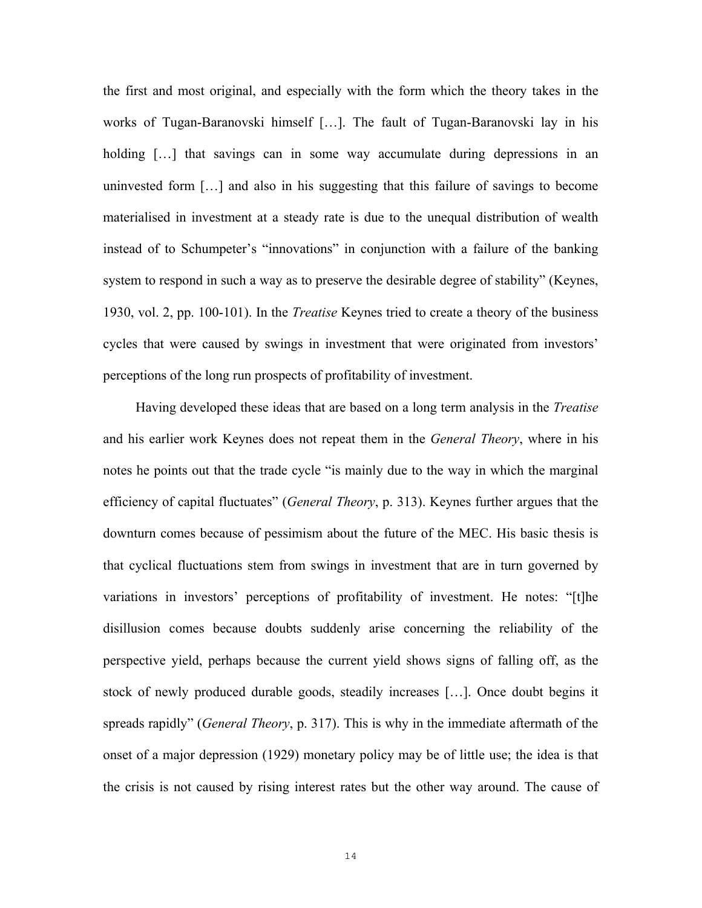the first and most original, and especially with the form which the theory takes in the works of Tugan-Baranovski himself […]. The fault of Tugan-Baranovski lay in his holding […] that savings can in some way accumulate during depressions in an uninvested form […] and also in his suggesting that this failure of savings to become materialised in investment at a steady rate is due to the unequal distribution of wealth instead of to Schumpeter's "innovations" in conjunction with a failure of the banking system to respond in such a way as to preserve the desirable degree of stability" (Keynes, 1930, vol. 2, pp. 100-101). In the *Treatise* Keynes tried to create a theory of the business cycles that were caused by swings in investment that were originated from investors' perceptions of the long run prospects of profitability of investment.

Having developed these ideas that are based on a long term analysis in the *Treatise* and his earlier work Keynes does not repeat them in the *General Theory*, where in his notes he points out that the trade cycle "is mainly due to the way in which the marginal efficiency of capital fluctuates" (*General Theory*, p. 313). Keynes further argues that the downturn comes because of pessimism about the future of the MEC. His basic thesis is that cyclical fluctuations stem from swings in investment that are in turn governed by variations in investors' perceptions of profitability of investment. He notes: "[t]he disillusion comes because doubts suddenly arise concerning the reliability of the perspective yield, perhaps because the current yield shows signs of falling off, as the stock of newly produced durable goods, steadily increases […]. Once doubt begins it spreads rapidly" (*General Theory*, p. 317). This is why in the immediate aftermath of the onset of a major depression (1929) monetary policy may be of little use; the idea is that the crisis is not caused by rising interest rates but the other way around. The cause of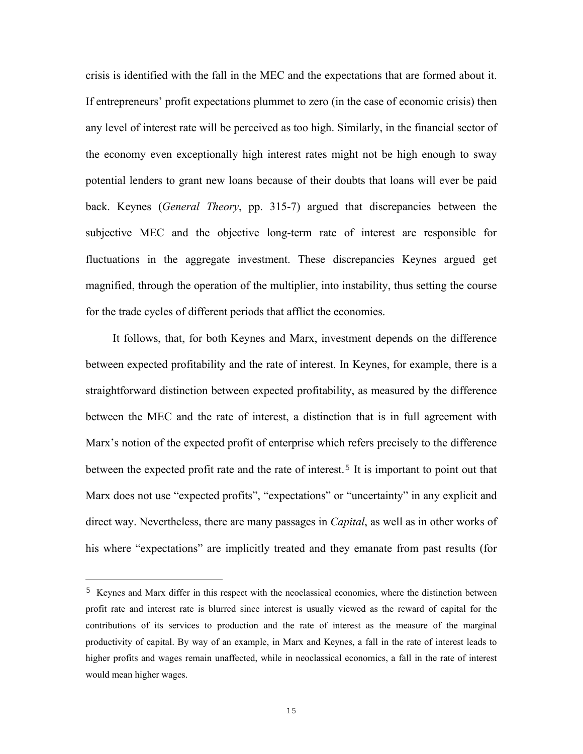crisis is identified with the fall in the MEC and the expectations that are formed about it. If entrepreneurs' profit expectations plummet to zero (in the case of economic crisis) then any level of interest rate will be perceived as too high. Similarly, in the financial sector of the economy even exceptionally high interest rates might not be high enough to sway potential lenders to grant new loans because of their doubts that loans will ever be paid back. Keynes (*General Theory*, pp. 315-7) argued that discrepancies between the subjective MEC and the objective long-term rate of interest are responsible for fluctuations in the aggregate investment. These discrepancies Keynes argued get magnified, through the operation of the multiplier, into instability, thus setting the course for the trade cycles of different periods that afflict the economies.

It follows, that, for both Keynes and Marx, investment depends on the difference between expected profitability and the rate of interest. In Keynes, for example, there is a straightforward distinction between expected profitability, as measured by the difference between the MEC and the rate of interest, a distinction that is in full agreement with Marx's notion of the expected profit of enterprise which refers precisely to the difference between the expected profit rate and the rate of interest.[5] It is important to point out that Marx does not use "expected profits", "expectations" or "uncertainty" in any explicit and direct way. Nevertheless, there are many passages in *Capital*, as well as in other works of his where "expectations" are implicitly treated and they emanate from past results (for

---

[5] Keynes and Marx differ in this respect with the neoclassical economics, where the distinction between profit rate and interest rate is blurred since interest is usually viewed as the reward of capital for the contributions of its services to production and the rate of interest as the measure of the marginal productivity of capital. By way of an example, in Marx and Keynes, a fall in the rate of interest leads to higher profits and wages remain unaffected, while in neoclassical economics, a fall in the rate of interest would mean higher wages.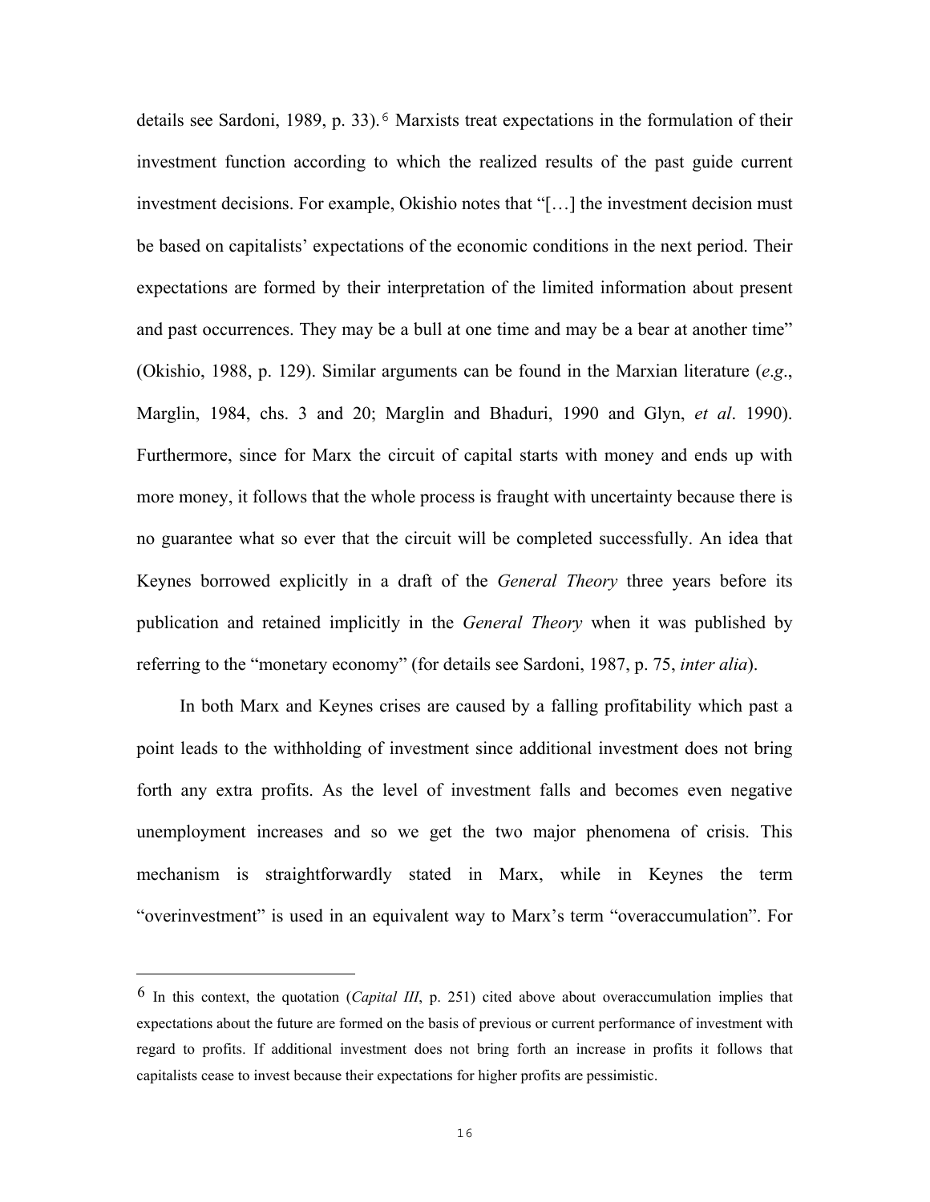details see Sardoni, 1989, p. 33).[6] Marxists treat expectations in the formulation of their investment function according to which the realized results of the past guide current investment decisions. For example, Okishio notes that "[…] the investment decision must be based on capitalists' expectations of the economic conditions in the next period. Their expectations are formed by their interpretation of the limited information about present and past occurrences. They may be a bull at one time and may be a bear at another time" (Okishio, 1988, p. 129). Similar arguments can be found in the Marxian literature (*e.g*., Marglin, 1984, chs. 3 and 20; Marglin and Bhaduri, 1990 and Glyn, *et al*. 1990). Furthermore, since for Marx the circuit of capital starts with money and ends up with more money, it follows that the whole process is fraught with uncertainty because there is no guarantee what so ever that the circuit will be completed successfully. An idea that Keynes borrowed explicitly in a draft of the *General Theory* three years before its publication and retained implicitly in the *General Theory* when it was published by referring to the "monetary economy" (for details see Sardoni, 1987, p. 75, *inter alia*).

In both Marx and Keynes crises are caused by a falling profitability which past a point leads to the withholding of investment since additional investment does not bring forth any extra profits. As the level of investment falls and becomes even negative unemployment increases and so we get the two major phenomena of crisis. This mechanism is straightforwardly stated in Marx, while in Keynes the term "overinvestment" is used in an equivalent way to Marx's term "overaccumulation". For

---

[6] In this context, the quotation (*Capital III*, p. 251) cited above about overaccumulation implies that expectations about the future are formed on the basis of previous or current performance of investment with regard to profits. If additional investment does not bring forth an increase in profits it follows that capitalists cease to invest because their expectations for higher profits are pessimistic.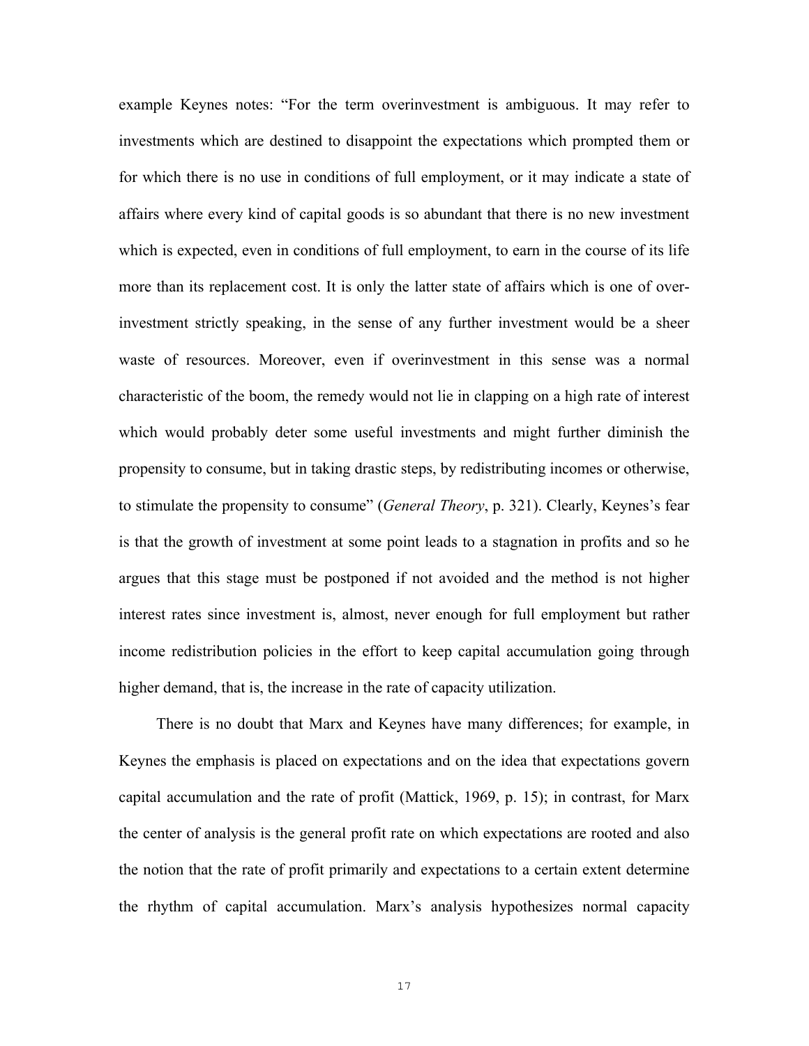example Keynes notes: "For the term overinvestment is ambiguous. It may refer to investments which are destined to disappoint the expectations which prompted them or for which there is no use in conditions of full employment, or it may indicate a state of affairs where every kind of capital goods is so abundant that there is no new investment which is expected, even in conditions of full employment, to earn in the course of its life more than its replacement cost. It is only the latter state of affairs which is one of over-investment strictly speaking, in the sense of any further investment would be a sheer waste of resources. Moreover, even if overinvestment in this sense was a normal characteristic of the boom, the remedy would not lie in clapping on a high rate of interest which would probably deter some useful investments and might further diminish the propensity to consume, but in taking drastic steps, by redistributing incomes or otherwise, to stimulate the propensity to consume" (*General Theory*, p. 321). Clearly, Keynes's fear is that the growth of investment at some point leads to a stagnation in profits and so he argues that this stage must be postponed if not avoided and the method is not higher interest rates since investment is, almost, never enough for full employment but rather income redistribution policies in the effort to keep capital accumulation going through higher demand, that is, the increase in the rate of capacity utilization.

There is no doubt that Marx and Keynes have many differences; for example, in Keynes the emphasis is placed on expectations and on the idea that expectations govern capital accumulation and the rate of profit (Mattick, 1969, p. 15); in contrast, for Marx the center of analysis is the general profit rate on which expectations are rooted and also the notion that the rate of profit primarily and expectations to a certain extent determine the rhythm of capital accumulation. Marx's analysis hypothesizes normal capacity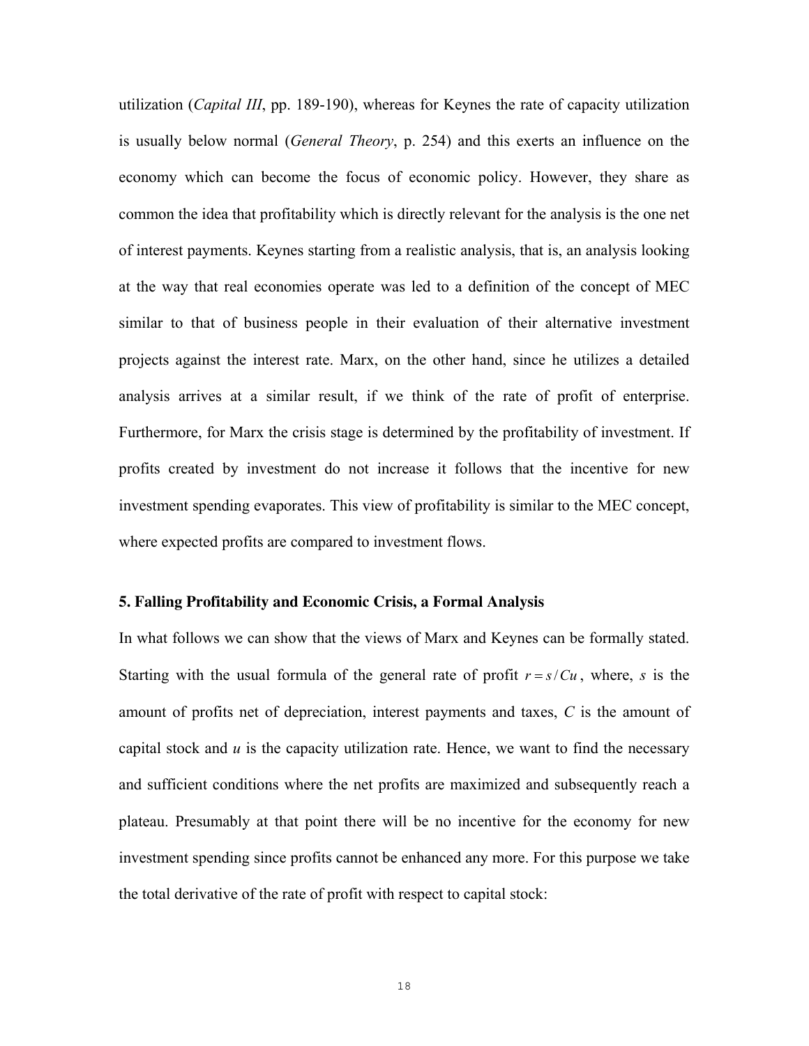utilization (*Capital III*, pp. 189-190), whereas for Keynes the rate of capacity utilization is usually below normal (*General Theory*, p. 254) and this exerts an influence on the economy which can become the focus of economic policy. However, they share as common the idea that profitability which is directly relevant for the analysis is the one net of interest payments. Keynes starting from a realistic analysis, that is, an analysis looking at the way that real economies operate was led to a definition of the concept of MEC similar to that of business people in their evaluation of their alternative investment projects against the interest rate. Marx, on the other hand, since he utilizes a detailed analysis arrives at a similar result, if we think of the rate of profit of enterprise. Furthermore, for Marx the crisis stage is determined by the profitability of investment. If profits created by investment do not increase it follows that the incentive for new investment spending evaporates. This view of profitability is similar to the MEC concept, where expected profits are compared to investment flows.

**5. Falling Profitability and Economic Crisis, a Formal Analysis**

In what follows we can show that the views of Marx and Keynes can be formally stated. Starting with the usual formula of the general rate of profit $r = s / Cu$, where, $s$ is the amount of profits net of depreciation, interest payments and taxes, $C$ is the amount of capital stock and $u$ is the capacity utilization rate. Hence, we want to find the necessary and sufficient conditions where the net profits are maximized and subsequently reach a plateau. Presumably at that point there will be no incentive for the economy for new investment spending since profits cannot be enhanced any more. For this purpose we take the total derivative of the rate of profit with respect to capital stock: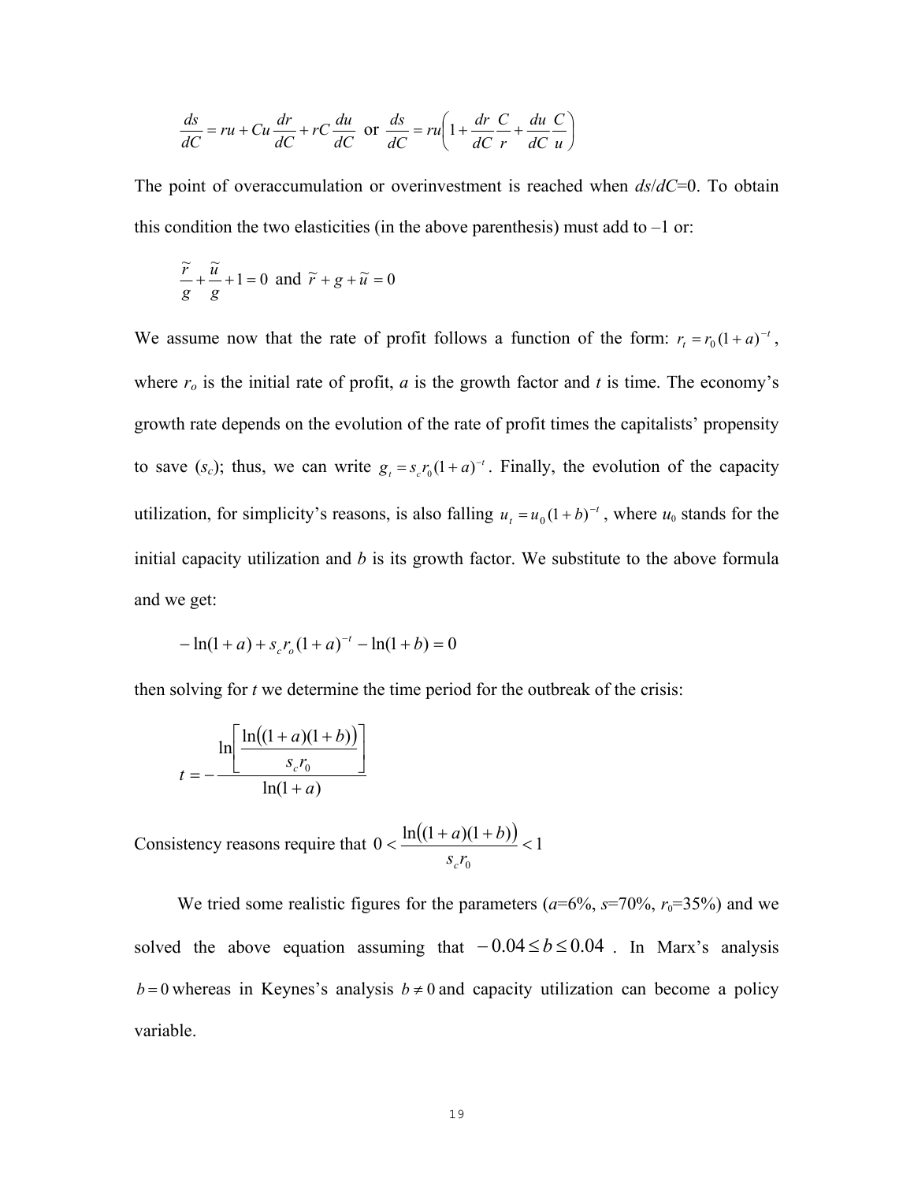$$\frac{ds}{dC} = ru + Cu\frac{dr}{dC} + rC\frac{du}{dC} \text{ or } \frac{ds}{dC} = ru\left(1 + \frac{dr}{dC}\frac{C}{r} + \frac{du}{dC}\frac{C}{u}\right)$$

The point of overaccumulation or overinvestment is reached when $ds/dC$=0. To obtain this condition the two elasticities (in the above parenthesis) must add to –1 or:

$$\frac{\tilde{r}}{g} + \frac{\tilde{u}}{g} + 1 = 0 \text{ and } \tilde{r} + g + \tilde{u} = 0$$

We assume now that the rate of profit follows a function of the form: $r_t = r_0(1+a)^{-t}$, where $r_o$ is the initial rate of profit, $a$ is the growth factor and $t$ is time. The economy's growth rate depends on the evolution of the rate of profit times the capitalists' propensity to save ($s_c$); thus, we can write $g_t = s_c r_0 (1+a)^{-t}$. Finally, the evolution of the capacity utilization, for simplicity's reasons, is also falling $u_t = u_0(1+b)^{-t}$, where $u_0$ stands for the initial capacity utilization and $b$ is its growth factor. We substitute to the above formula and we get:

$$-\ln(1+a) + s_c r_o (1+a)^{-t} - \ln(1+b) = 0$$

then solving for $t$ we determine the time period for the outbreak of the crisis:

$$t = -\frac{\ln\left[\frac{\ln((1+a)(1+b))}{s_c r_0}\right]}{\ln(1+a)}$$

Consistency reasons require that $0 < \frac{\ln((1+a)(1+b))}{s_c r_0} < 1$

We tried some realistic figures for the parameters ($a$=6%, $s$=70%, $r_0$=35%) and we solved the above equation assuming that $-0.04 \leq b \leq 0.04$. In Marx's analysis $b = 0$ whereas in Keynes's analysis $b \neq 0$ and capacity utilization can become a policy variable.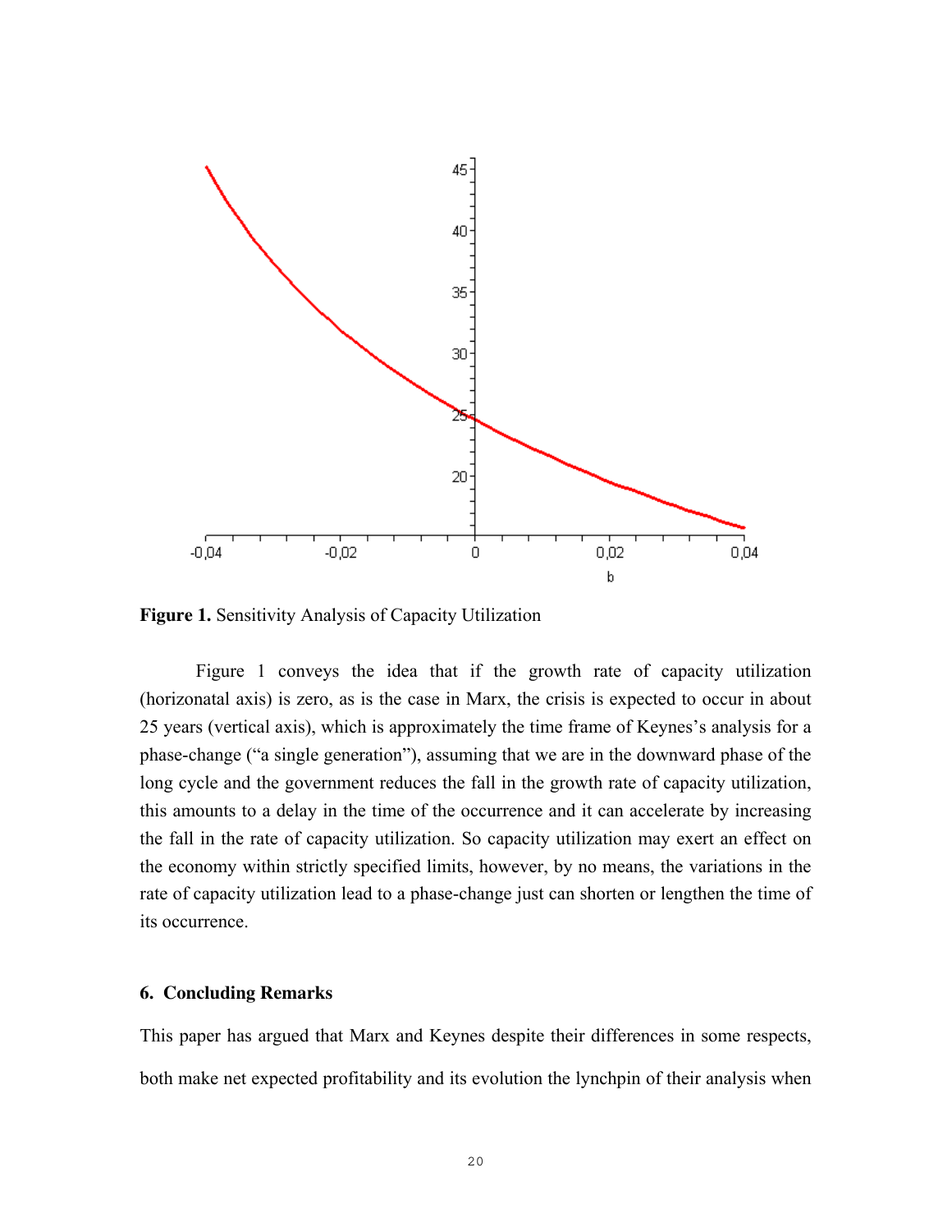**Figure 1.** Sensitivity Analysis of Capacity Utilization

Figure 1 conveys the idea that if the growth rate of capacity utilization (horizonatal axis) is zero, as is the case in Marx, the crisis is expected to occur in about 25 years (vertical axis), which is approximately the time frame of Keynes's analysis for a phase-change ("a single generation"), assuming that we are in the downward phase of the long cycle and the government reduces the fall in the growth rate of capacity utilization, this amounts to a delay in the time of the occurrence and it can accelerate by increasing the fall in the rate of capacity utilization. So capacity utilization may exert an effect on the economy within strictly specified limits, however, by no means, the variations in the rate of capacity utilization lead to a phase-change just can shorten or lengthen the time of its occurrence.

## 6. Concluding Remarks

This paper has argued that Marx and Keynes despite their differences in some respects, both make net expected profitability and its evolution the lynchpin of their analysis when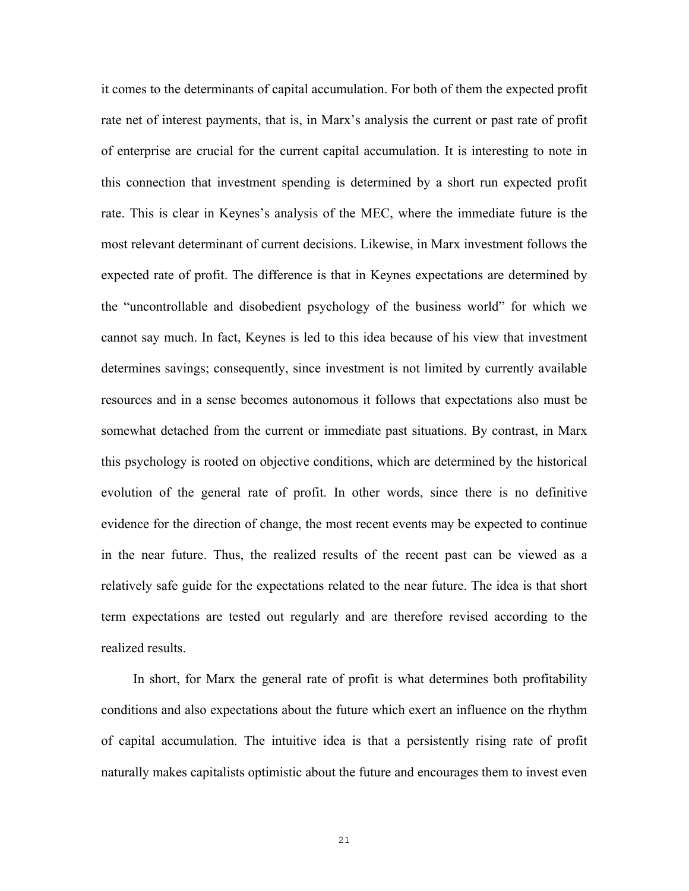it comes to the determinants of capital accumulation. For both of them the expected profit rate net of interest payments, that is, in Marx's analysis the current or past rate of profit of enterprise are crucial for the current capital accumulation. It is interesting to note in this connection that investment spending is determined by a short run expected profit rate. This is clear in Keynes's analysis of the MEC, where the immediate future is the most relevant determinant of current decisions. Likewise, in Marx investment follows the expected rate of profit. The difference is that in Keynes expectations are determined by the "uncontrollable and disobedient psychology of the business world" for which we cannot say much. In fact, Keynes is led to this idea because of his view that investment determines savings; consequently, since investment is not limited by currently available resources and in a sense becomes autonomous it follows that expectations also must be somewhat detached from the current or immediate past situations. By contrast, in Marx this psychology is rooted on objective conditions, which are determined by the historical evolution of the general rate of profit. In other words, since there is no definitive evidence for the direction of change, the most recent events may be expected to continue in the near future. Thus, the realized results of the recent past can be viewed as a relatively safe guide for the expectations related to the near future. The idea is that short term expectations are tested out regularly and are therefore revised according to the realized results.

In short, for Marx the general rate of profit is what determines both profitability conditions and also expectations about the future which exert an influence on the rhythm of capital accumulation. The intuitive idea is that a persistently rising rate of profit naturally makes capitalists optimistic about the future and encourages them to invest even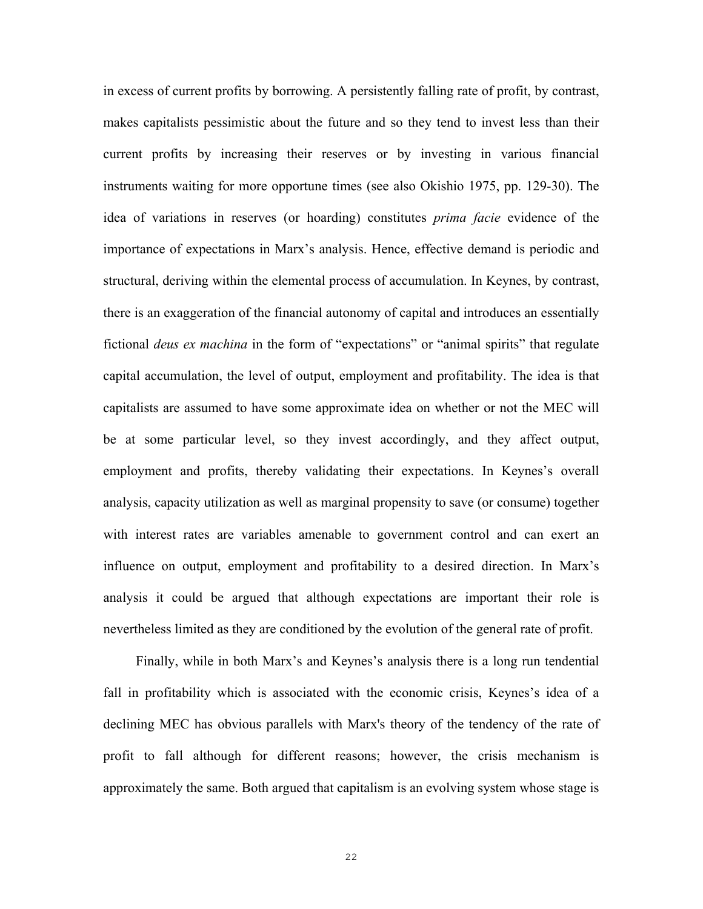in excess of current profits by borrowing. A persistently falling rate of profit, by contrast, makes capitalists pessimistic about the future and so they tend to invest less than their current profits by increasing their reserves or by investing in various financial instruments waiting for more opportune times (see also Okishio 1975, pp. 129-30). The idea of variations in reserves (or hoarding) constitutes *prima facie* evidence of the importance of expectations in Marx's analysis. Hence, effective demand is periodic and structural, deriving within the elemental process of accumulation. In Keynes, by contrast, there is an exaggeration of the financial autonomy of capital and introduces an essentially fictional *deus ex machina* in the form of "expectations" or "animal spirits" that regulate capital accumulation, the level of output, employment and profitability. The idea is that capitalists are assumed to have some approximate idea on whether or not the MEC will be at some particular level, so they invest accordingly, and they affect output, employment and profits, thereby validating their expectations. In Keynes's overall analysis, capacity utilization as well as marginal propensity to save (or consume) together with interest rates are variables amenable to government control and can exert an influence on output, employment and profitability to a desired direction. In Marx's analysis it could be argued that although expectations are important their role is nevertheless limited as they are conditioned by the evolution of the general rate of profit.

Finally, while in both Marx's and Keynes's analysis there is a long run tendential fall in profitability which is associated with the economic crisis, Keynes's idea of a declining MEC has obvious parallels with Marx's theory of the tendency of the rate of profit to fall although for different reasons; however, the crisis mechanism is approximately the same. Both argued that capitalism is an evolving system whose stage is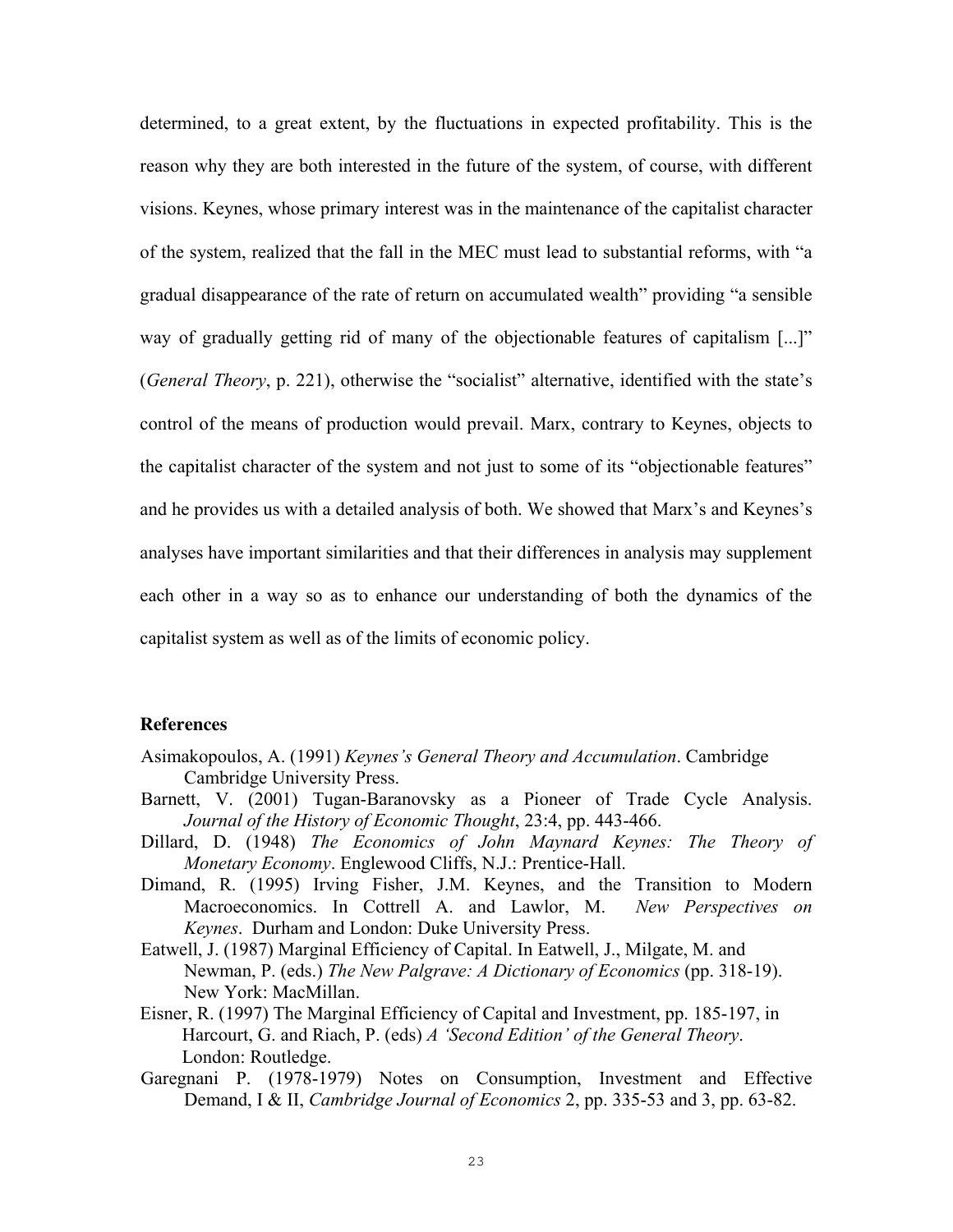determined, to a great extent, by the fluctuations in expected profitability. This is the reason why they are both interested in the future of the system, of course, with different visions. Keynes, whose primary interest was in the maintenance of the capitalist character of the system, realized that the fall in the MEC must lead to substantial reforms, with "a gradual disappearance of the rate of return on accumulated wealth" providing "a sensible way of gradually getting rid of many of the objectionable features of capitalism [...]" (*General Theory*, p. 221), otherwise the "socialist" alternative, identified with the state's control of the means of production would prevail. Marx, contrary to Keynes, objects to the capitalist character of the system and not just to some of its "objectionable features" and he provides us with a detailed analysis of both. We showed that Marx's and Keynes's analyses have important similarities and that their differences in analysis may supplement each other in a way so as to enhance our understanding of both the dynamics of the capitalist system as well as of the limits of economic policy.

### References

Asimakopoulos, A. (1991) *Keynes's General Theory and Accumulation*. Cambridge Cambridge University Press.

Barnett, V. (2001) Tugan-Baranovsky as a Pioneer of Trade Cycle Analysis. *Journal of the History of Economic Thought*, 23:4, pp. 443-466.

Dillard, D. (1948) *The Economics of John Maynard Keynes: The Theory of Monetary Economy*. Englewood Cliffs, N.J.: Prentice-Hall.

Dimand, R. (1995) Irving Fisher, J.M. Keynes, and the Transition to Modern Macroeconomics. In Cottrell A. and Lawlor, M. *New Perspectives on Keynes*. Durham and London: Duke University Press.

Eatwell, J. (1987) Marginal Efficiency of Capital. In Eatwell, J., Milgate, M. and Newman, P. (eds.) *The New Palgrave: A Dictionary of Economics* (pp. 318-19). New York: MacMillan.

Eisner, R. (1997) The Marginal Efficiency of Capital and Investment, pp. 185-197, in Harcourt, G. and Riach, P. (eds) *A 'Second Edition' of the General Theory*. London: Routledge.

Garegnani P. (1978-1979) Notes on Consumption, Investment and Effective Demand, I & II, *Cambridge Journal of Economics* 2, pp. 335-53 and 3, pp. 63-82.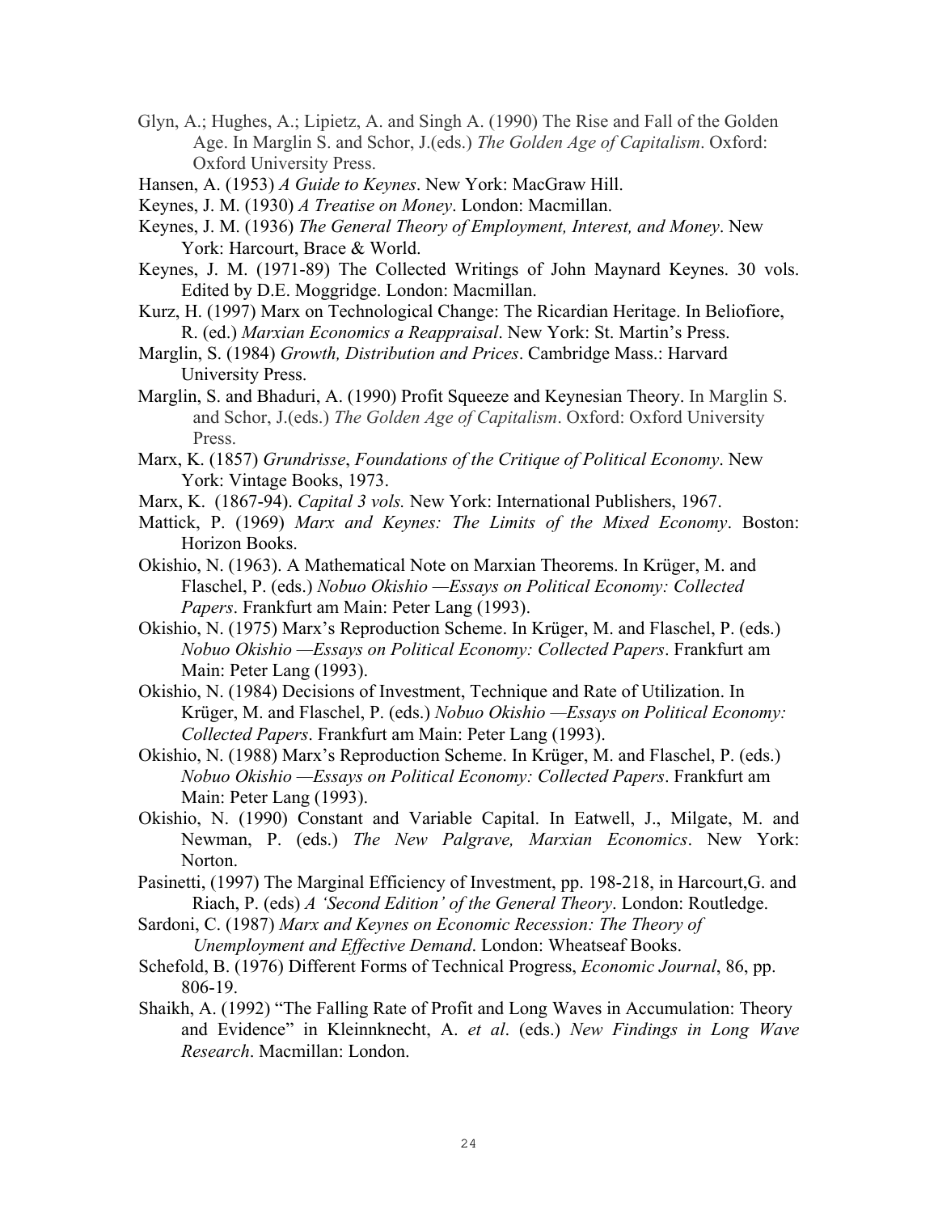Glyn, A.; Hughes, A.; Lipietz, A. and Singh A. (1990) The Rise and Fall of the Golden Age. In Marglin S. and Schor, J.(eds.) *The Golden Age of Capitalism*. Oxford: Oxford University Press.

Hansen, A. (1953) *A Guide to Keynes*. New York: MacGraw Hill.

Keynes, J. M. (1930) *A Treatise on Money*. London: Macmillan.

Keynes, J. M. (1936) *The General Theory of Employment, Interest, and Money*. New York: Harcourt, Brace & World.

Keynes, J. M. (1971-89) The Collected Writings of John Maynard Keynes. 30 vols. Edited by D.E. Moggridge. London: Macmillan.

Kurz, H. (1997) Marx on Technological Change: The Ricardian Heritage. In Beliofiore, R. (ed.) *Marxian Economics a Reappraisal*. New York: St. Martin's Press.

Marglin, S. (1984) *Growth, Distribution and Prices*. Cambridge Mass.: Harvard University Press.

Marglin, S. and Bhaduri, A. (1990) Profit Squeeze and Keynesian Theory. In Marglin S. and Schor, J.(eds.) *The Golden Age of Capitalism*. Oxford: Oxford University Press.

Marx, K. (1857) *Grundrisse*, *Foundations of the Critique of Political Economy*. New York: Vintage Books, 1973.

Marx, K. (1867-94). *Capital 3 vols.* New York: International Publishers, 1967.

Mattick, P. (1969) *Marx and Keynes: The Limits of the Mixed Economy*. Boston: Horizon Books.

Okishio, N. (1963). A Mathematical Note on Marxian Theorems. In Krüger, M. and Flaschel, P. (eds.) *Nobuo Okishio —Essays on Political Economy: Collected Papers*. Frankfurt am Main: Peter Lang (1993).

Okishio, N. (1975) Marx's Reproduction Scheme. In Krüger, M. and Flaschel, P. (eds.) *Nobuo Okishio —Essays on Political Economy: Collected Papers*. Frankfurt am Main: Peter Lang (1993).

Okishio, N. (1984) Decisions of Investment, Technique and Rate of Utilization. In Krüger, M. and Flaschel, P. (eds.) *Nobuo Okishio —Essays on Political Economy: Collected Papers*. Frankfurt am Main: Peter Lang (1993).

Okishio, N. (1988) Marx's Reproduction Scheme. In Krüger, M. and Flaschel, P. (eds.) *Nobuo Okishio —Essays on Political Economy: Collected Papers*. Frankfurt am Main: Peter Lang (1993).

Okishio, N. (1990) Constant and Variable Capital. In Eatwell, J., Milgate, M. and Newman, P. (eds.) *The New Palgrave, Marxian Economics*. New York: Norton.

Pasinetti, (1997) The Marginal Efficiency of Investment, pp. 198-218, in Harcourt,G. and Riach, P. (eds) *A 'Second Edition' of the General Theory*. London: Routledge.

Sardoni, C. (1987) *Marx and Keynes on Economic Recession: The Theory of Unemployment and Effective Demand*. London: Wheatseaf Books.

Schefold, B. (1976) Different Forms of Technical Progress, *Economic Journal*, 86, pp. 806-19.

Shaikh, A. (1992) "The Falling Rate of Profit and Long Waves in Accumulation: Theory and Evidence" in Kleinnknecht, A. *et al*. (eds.) *New Findings in Long Wave Research*. Macmillan: London.